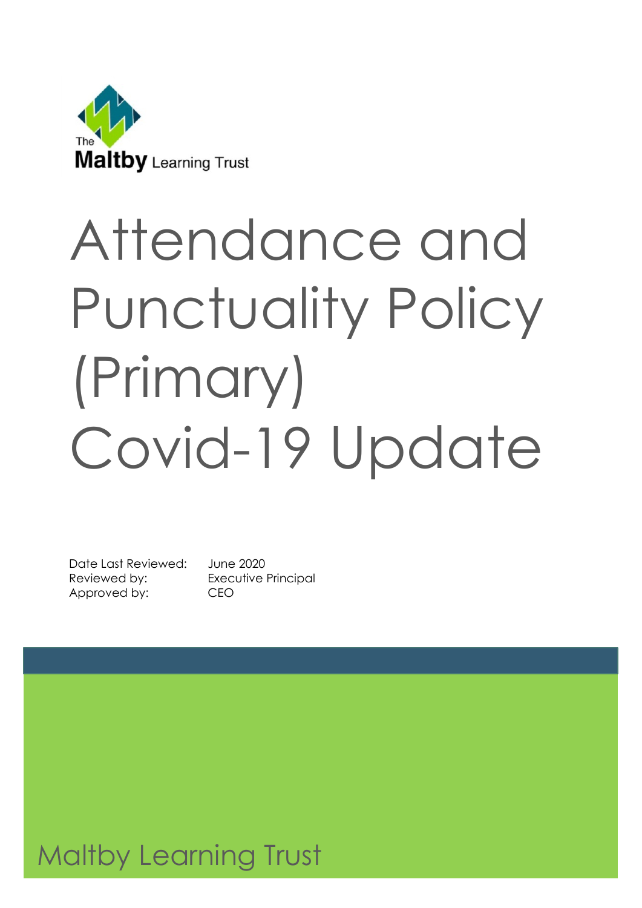The Maltby Learning Trust

# Attendance and Punctuality Policy (Primary) Covid-19 Update

Date Last Reviewed: June 2020
Reviewed by: Executive Principal
Approved by: CEO

Maltby Learning Trust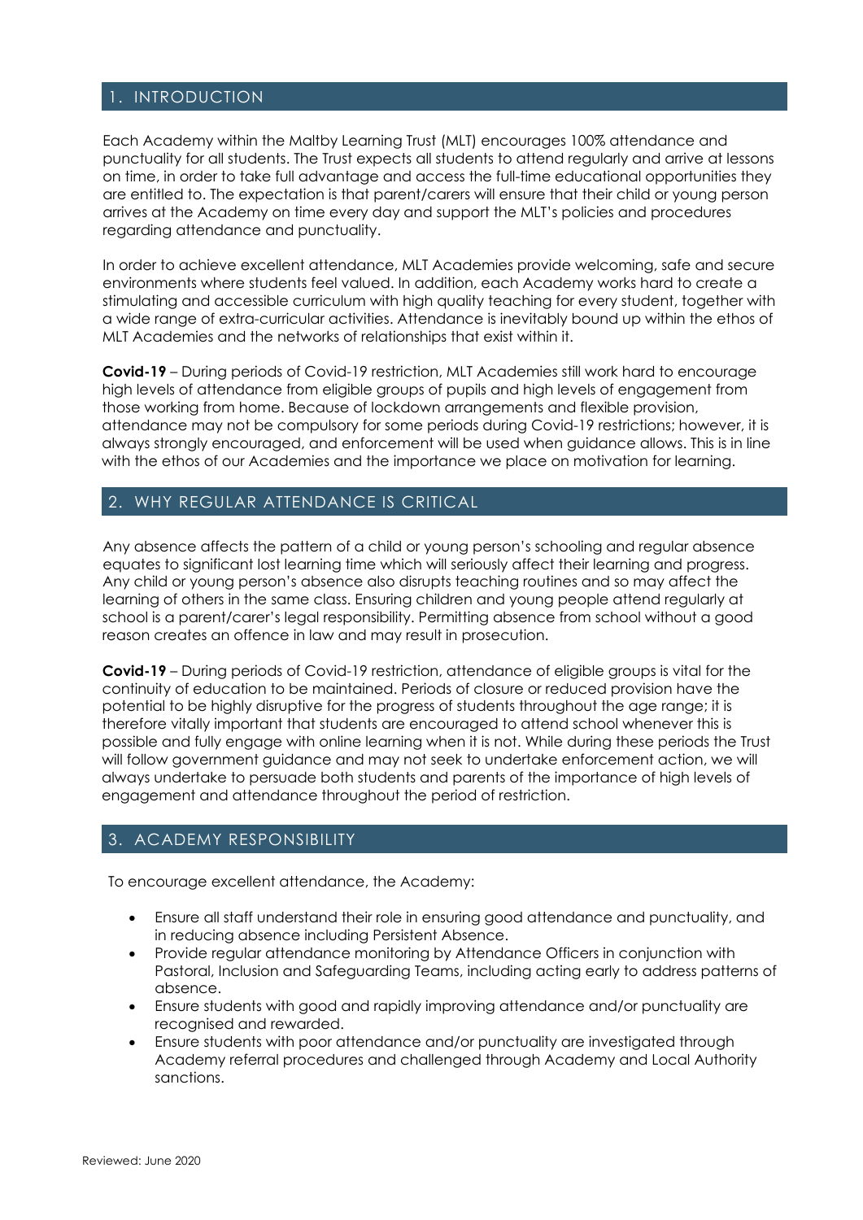## 1. INTRODUCTION

Each Academy within the Maltby Learning Trust (MLT) encourages 100% attendance and punctuality for all students. The Trust expects all students to attend regularly and arrive at lessons on time, in order to take full advantage and access the full-time educational opportunities they are entitled to. The expectation is that parent/carers will ensure that their child or young person arrives at the Academy on time every day and support the MLT's policies and procedures regarding attendance and punctuality.

In order to achieve excellent attendance, MLT Academies provide welcoming, safe and secure environments where students feel valued. In addition, each Academy works hard to create a stimulating and accessible curriculum with high quality teaching for every student, together with a wide range of extra-curricular activities. Attendance is inevitably bound up within the ethos of MLT Academies and the networks of relationships that exist within it.

**Covid-19** – During periods of Covid-19 restriction, MLT Academies still work hard to encourage high levels of attendance from eligible groups of pupils and high levels of engagement from those working from home. Because of lockdown arrangements and flexible provision, attendance may not be compulsory for some periods during Covid-19 restrictions; however, it is always strongly encouraged, and enforcement will be used when guidance allows. This is in line with the ethos of our Academies and the importance we place on motivation for learning.

## 2. WHY REGULAR ATTENDANCE IS CRITICAL

Any absence affects the pattern of a child or young person's schooling and regular absence equates to significant lost learning time which will seriously affect their learning and progress. Any child or young person's absence also disrupts teaching routines and so may affect the learning of others in the same class. Ensuring children and young people attend regularly at school is a parent/carer's legal responsibility. Permitting absence from school without a good reason creates an offence in law and may result in prosecution.

**Covid-19** – During periods of Covid-19 restriction, attendance of eligible groups is vital for the continuity of education to be maintained. Periods of closure or reduced provision have the potential to be highly disruptive for the progress of students throughout the age range; it is therefore vitally important that students are encouraged to attend school whenever this is possible and fully engage with online learning when it is not. While during these periods the Trust will follow government guidance and may not seek to undertake enforcement action, we will always undertake to persuade both students and parents of the importance of high levels of engagement and attendance throughout the period of restriction.

## 3. ACADEMY RESPONSIBILITY

To encourage excellent attendance, the Academy:

- Ensure all staff understand their role in ensuring good attendance and punctuality, and in reducing absence including Persistent Absence.
- Provide regular attendance monitoring by Attendance Officers in conjunction with Pastoral, Inclusion and Safeguarding Teams, including acting early to address patterns of absence.
- Ensure students with good and rapidly improving attendance and/or punctuality are recognised and rewarded.
- Ensure students with poor attendance and/or punctuality are investigated through Academy referral procedures and challenged through Academy and Local Authority sanctions.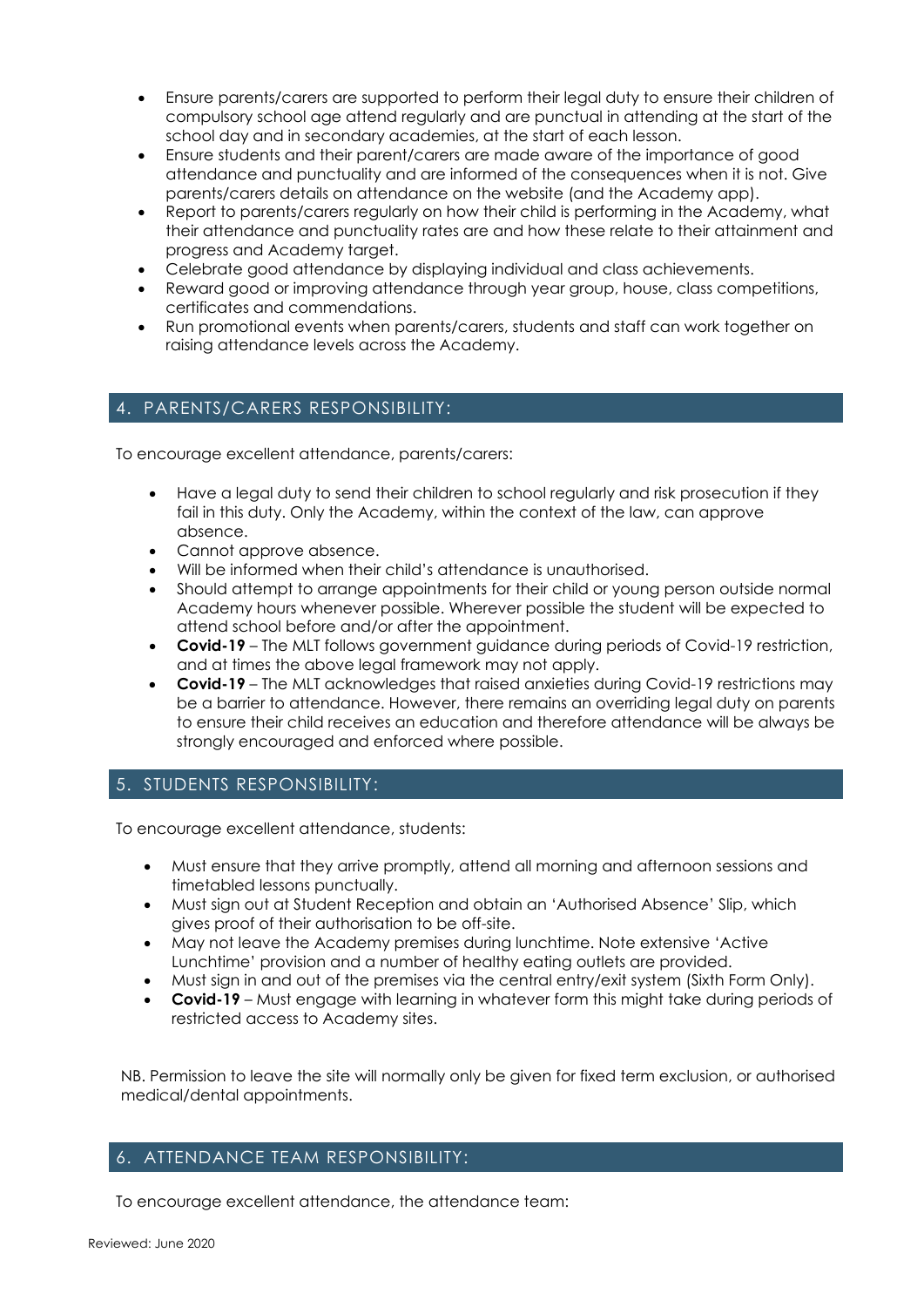- Ensure parents/carers are supported to perform their legal duty to ensure their children of compulsory school age attend regularly and are punctual in attending at the start of the school day and in secondary academies, at the start of each lesson.
- Ensure students and their parent/carers are made aware of the importance of good attendance and punctuality and are informed of the consequences when it is not. Give parents/carers details on attendance on the website (and the Academy app).
- Report to parents/carers regularly on how their child is performing in the Academy, what their attendance and punctuality rates are and how these relate to their attainment and progress and Academy target.
- Celebrate good attendance by displaying individual and class achievements.
- Reward good or improving attendance through year group, house, class competitions, certificates and commendations.
- Run promotional events when parents/carers, students and staff can work together on raising attendance levels across the Academy.

## 4. PARENTS/CARERS RESPONSIBILITY:

To encourage excellent attendance, parents/carers:

- Have a legal duty to send their children to school regularly and risk prosecution if they fail in this duty. Only the Academy, within the context of the law, can approve absence.
- Cannot approve absence.
- Will be informed when their child's attendance is unauthorised.
- Should attempt to arrange appointments for their child or young person outside normal Academy hours whenever possible. Wherever possible the student will be expected to attend school before and/or after the appointment.
- **Covid-19** – The MLT follows government guidance during periods of Covid-19 restriction, and at times the above legal framework may not apply.
- **Covid-19** – The MLT acknowledges that raised anxieties during Covid-19 restrictions may be a barrier to attendance. However, there remains an overriding legal duty on parents to ensure their child receives an education and therefore attendance will be always be strongly encouraged and enforced where possible.

## 5. STUDENTS RESPONSIBILITY:

To encourage excellent attendance, students:

- Must ensure that they arrive promptly, attend all morning and afternoon sessions and timetabled lessons punctually.
- Must sign out at Student Reception and obtain an 'Authorised Absence' Slip, which gives proof of their authorisation to be off-site.
- May not leave the Academy premises during lunchtime. Note extensive 'Active Lunchtime' provision and a number of healthy eating outlets are provided.
- Must sign in and out of the premises via the central entry/exit system (Sixth Form Only).
- **Covid-19** – Must engage with learning in whatever form this might take during periods of restricted access to Academy sites.

NB. Permission to leave the site will normally only be given for fixed term exclusion, or authorised medical/dental appointments.

## 6. ATTENDANCE TEAM RESPONSIBILITY:

To encourage excellent attendance, the attendance team: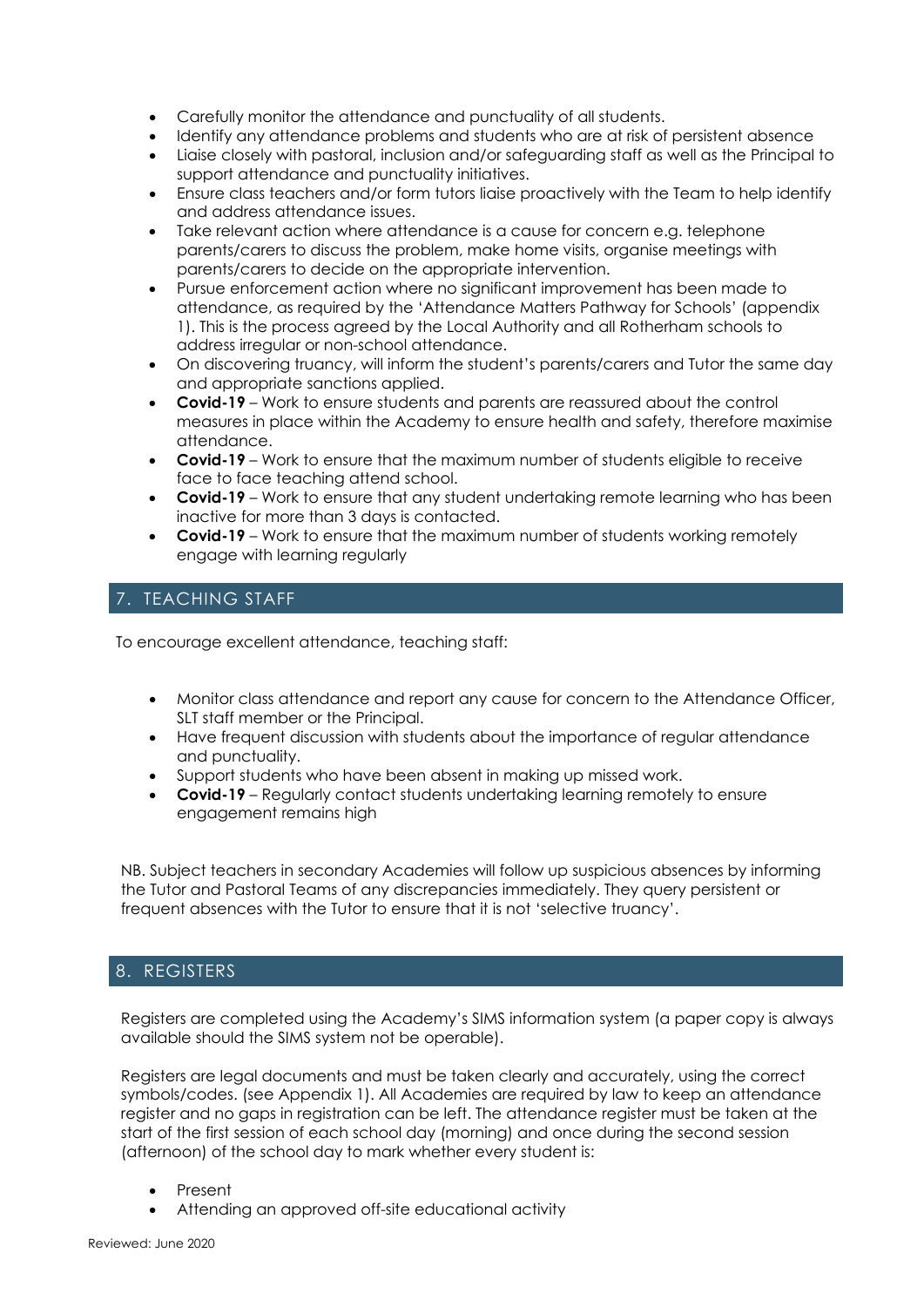- Carefully monitor the attendance and punctuality of all students.
- Identify any attendance problems and students who are at risk of persistent absence
- Liaise closely with pastoral, inclusion and/or safeguarding staff as well as the Principal to support attendance and punctuality initiatives.
- Ensure class teachers and/or form tutors liaise proactively with the Team to help identify and address attendance issues.
- Take relevant action where attendance is a cause for concern e.g. telephone parents/carers to discuss the problem, make home visits, organise meetings with parents/carers to decide on the appropriate intervention.
- Pursue enforcement action where no significant improvement has been made to attendance, as required by the 'Attendance Matters Pathway for Schools' (appendix 1). This is the process agreed by the Local Authority and all Rotherham schools to address irregular or non-school attendance.
- On discovering truancy, will inform the student's parents/carers and Tutor the same day and appropriate sanctions applied.
- **Covid-19** – Work to ensure students and parents are reassured about the control measures in place within the Academy to ensure health and safety, therefore maximise attendance.
- **Covid-19** – Work to ensure that the maximum number of students eligible to receive face to face teaching attend school.
- **Covid-19** – Work to ensure that any student undertaking remote learning who has been inactive for more than 3 days is contacted.
- **Covid-19** – Work to ensure that the maximum number of students working remotely engage with learning regularly

## 7. TEACHING STAFF

To encourage excellent attendance, teaching staff:

- Monitor class attendance and report any cause for concern to the Attendance Officer, SLT staff member or the Principal.
- Have frequent discussion with students about the importance of regular attendance and punctuality.
- Support students who have been absent in making up missed work.
- **Covid-19** – Regularly contact students undertaking learning remotely to ensure engagement remains high

NB. Subject teachers in secondary Academies will follow up suspicious absences by informing the Tutor and Pastoral Teams of any discrepancies immediately. They query persistent or frequent absences with the Tutor to ensure that it is not 'selective truancy'.

## 8. REGISTERS

Registers are completed using the Academy's SIMS information system (a paper copy is always available should the SIMS system not be operable).

Registers are legal documents and must be taken clearly and accurately, using the correct symbols/codes. (see Appendix 1). All Academies are required by law to keep an attendance register and no gaps in registration can be left. The attendance register must be taken at the start of the first session of each school day (morning) and once during the second session (afternoon) of the school day to mark whether every student is:

- Present
- Attending an approved off-site educational activity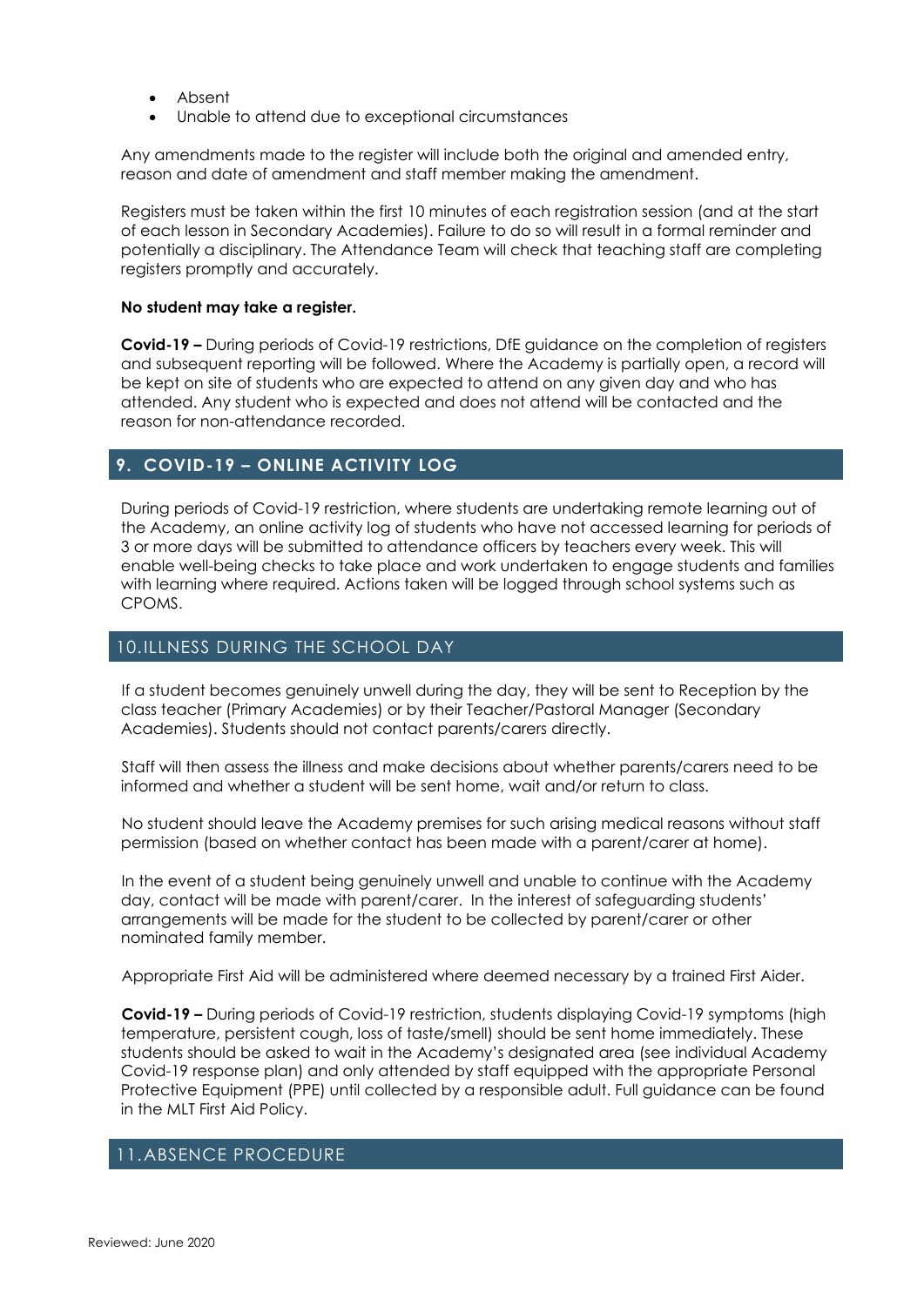- Absent
- Unable to attend due to exceptional circumstances

Any amendments made to the register will include both the original and amended entry, reason and date of amendment and staff member making the amendment.

Registers must be taken within the first 10 minutes of each registration session (and at the start of each lesson in Secondary Academies). Failure to do so will result in a formal reminder and potentially a disciplinary. The Attendance Team will check that teaching staff are completing registers promptly and accurately.

**No student may take a register.**

**Covid-19 –** During periods of Covid-19 restrictions, DfE guidance on the completion of registers and subsequent reporting will be followed. Where the Academy is partially open, a record will be kept on site of students who are expected to attend on any given day and who has attended. Any student who is expected and does not attend will be contacted and the reason for non-attendance recorded.

## 9. COVID-19 – ONLINE ACTIVITY LOG

During periods of Covid-19 restriction, where students are undertaking remote learning out of the Academy, an online activity log of students who have not accessed learning for periods of 3 or more days will be submitted to attendance officers by teachers every week. This will enable well-being checks to take place and work undertaken to engage students and families with learning where required. Actions taken will be logged through school systems such as CPOMS.

## 10. ILLNESS DURING THE SCHOOL DAY

If a student becomes genuinely unwell during the day, they will be sent to Reception by the class teacher (Primary Academies) or by their Teacher/Pastoral Manager (Secondary Academies). Students should not contact parents/carers directly.

Staff will then assess the illness and make decisions about whether parents/carers need to be informed and whether a student will be sent home, wait and/or return to class.

No student should leave the Academy premises for such arising medical reasons without staff permission (based on whether contact has been made with a parent/carer at home).

In the event of a student being genuinely unwell and unable to continue with the Academy day, contact will be made with parent/carer. In the interest of safeguarding students' arrangements will be made for the student to be collected by parent/carer or other nominated family member.

Appropriate First Aid will be administered where deemed necessary by a trained First Aider.

**Covid-19 –** During periods of Covid-19 restriction, students displaying Covid-19 symptoms (high temperature, persistent cough, loss of taste/smell) should be sent home immediately. These students should be asked to wait in the Academy's designated area (see individual Academy Covid-19 response plan) and only attended by staff equipped with the appropriate Personal Protective Equipment (PPE) until collected by a responsible adult. Full guidance can be found in the MLT First Aid Policy.

## 11. ABSENCE PROCEDURE

Reviewed: June 2020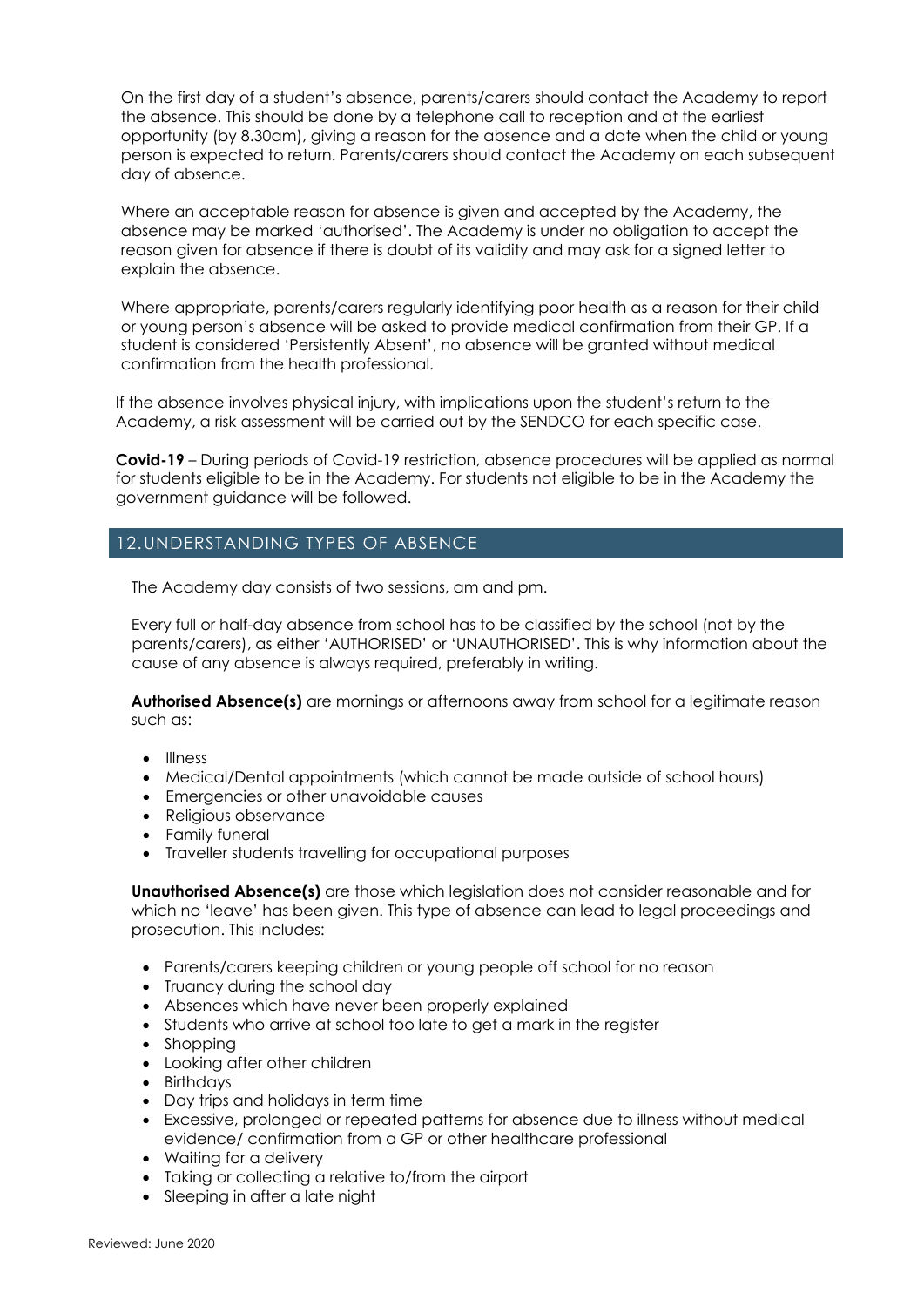On the first day of a student's absence, parents/carers should contact the Academy to report the absence. This should be done by a telephone call to reception and at the earliest opportunity (by 8.30am), giving a reason for the absence and a date when the child or young person is expected to return. Parents/carers should contact the Academy on each subsequent day of absence.

Where an acceptable reason for absence is given and accepted by the Academy, the absence may be marked 'authorised'. The Academy is under no obligation to accept the reason given for absence if there is doubt of its validity and may ask for a signed letter to explain the absence.

Where appropriate, parents/carers regularly identifying poor health as a reason for their child or young person's absence will be asked to provide medical confirmation from their GP. If a student is considered 'Persistently Absent', no absence will be granted without medical confirmation from the health professional.

If the absence involves physical injury, with implications upon the student's return to the Academy, a risk assessment will be carried out by the SENDCO for each specific case.

**Covid-19** – During periods of Covid-19 restriction, absence procedures will be applied as normal for students eligible to be in the Academy. For students not eligible to be in the Academy the government guidance will be followed.

## 12. UNDERSTANDING TYPES OF ABSENCE

The Academy day consists of two sessions, am and pm.

Every full or half-day absence from school has to be classified by the school (not by the parents/carers), as either 'AUTHORISED' or 'UNAUTHORISED'. This is why information about the cause of any absence is always required, preferably in writing.

**Authorised Absence(s)** are mornings or afternoons away from school for a legitimate reason such as:

- Illness
- Medical/Dental appointments (which cannot be made outside of school hours)
- Emergencies or other unavoidable causes
- Religious observance
- Family funeral
- Traveller students travelling for occupational purposes

**Unauthorised Absence(s)** are those which legislation does not consider reasonable and for which no 'leave' has been given. This type of absence can lead to legal proceedings and prosecution. This includes:

- Parents/carers keeping children or young people off school for no reason
- Truancy during the school day
- Absences which have never been properly explained
- Students who arrive at school too late to get a mark in the register
- Shopping
- Looking after other children
- Birthdays
- Day trips and holidays in term time
- Excessive, prolonged or repeated patterns for absence due to illness without medical evidence/ confirmation from a GP or other healthcare professional
- Waiting for a delivery
- Taking or collecting a relative to/from the airport
- Sleeping in after a late night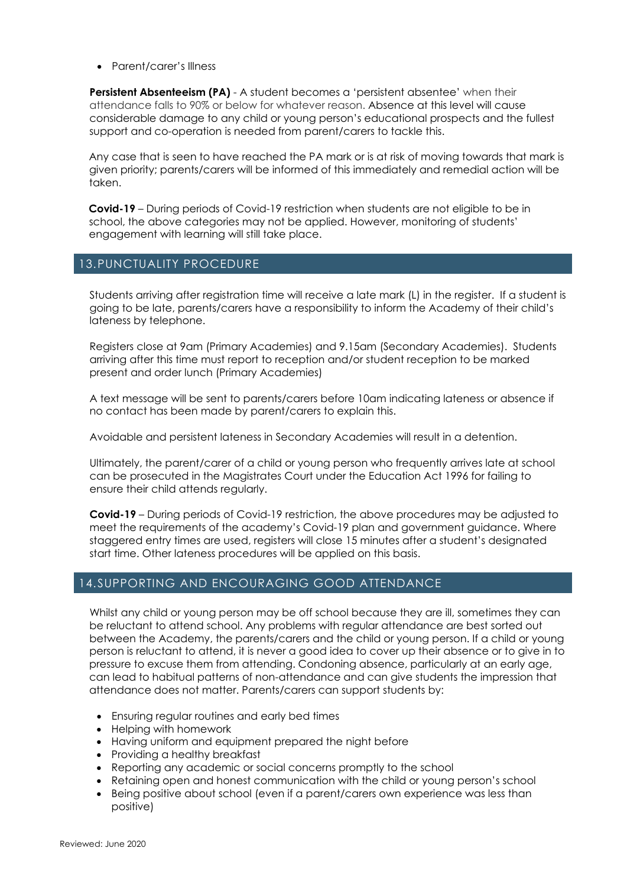- Parent/carer's Illness

**Persistent Absenteeism (PA)** - A student becomes a 'persistent absentee' when their attendance falls to 90% or below for whatever reason. Absence at this level will cause considerable damage to any child or young person's educational prospects and the fullest support and co-operation is needed from parent/carers to tackle this.

Any case that is seen to have reached the PA mark or is at risk of moving towards that mark is given priority; parents/carers will be informed of this immediately and remedial action will be taken.

**Covid-19** – During periods of Covid-19 restriction when students are not eligible to be in school, the above categories may not be applied. However, monitoring of students' engagement with learning will still take place.

## 13. PUNCTUALITY PROCEDURE

Students arriving after registration time will receive a late mark (L) in the register. If a student is going to be late, parents/carers have a responsibility to inform the Academy of their child's lateness by telephone.

Registers close at 9am (Primary Academies) and 9.15am (Secondary Academies). Students arriving after this time must report to reception and/or student reception to be marked present and order lunch (Primary Academies)

A text message will be sent to parents/carers before 10am indicating lateness or absence if no contact has been made by parent/carers to explain this.

Avoidable and persistent lateness in Secondary Academies will result in a detention.

Ultimately, the parent/carer of a child or young person who frequently arrives late at school can be prosecuted in the Magistrates Court under the Education Act 1996 for failing to ensure their child attends regularly.

**Covid-19** – During periods of Covid-19 restriction, the above procedures may be adjusted to meet the requirements of the academy's Covid-19 plan and government guidance. Where staggered entry times are used, registers will close 15 minutes after a student's designated start time. Other lateness procedures will be applied on this basis.

## 14. SUPPORTING AND ENCOURAGING GOOD ATTENDANCE

Whilst any child or young person may be off school because they are ill, sometimes they can be reluctant to attend school. Any problems with regular attendance are best sorted out between the Academy, the parents/carers and the child or young person. If a child or young person is reluctant to attend, it is never a good idea to cover up their absence or to give in to pressure to excuse them from attending. Condoning absence, particularly at an early age, can lead to habitual patterns of non-attendance and can give students the impression that attendance does not matter. Parents/carers can support students by:

- Ensuring regular routines and early bed times
- Helping with homework
- Having uniform and equipment prepared the night before
- Providing a healthy breakfast
- Reporting any academic or social concerns promptly to the school
- Retaining open and honest communication with the child or young person's school
- Being positive about school (even if a parent/carers own experience was less than positive)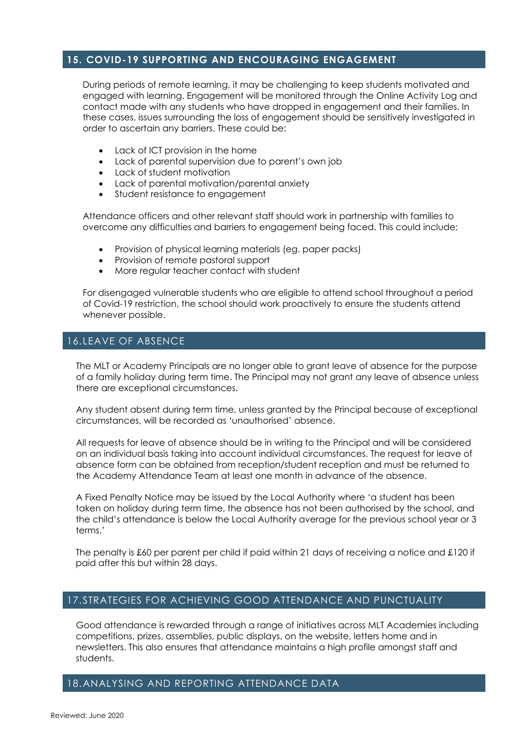## 15. COVID-19 SUPPORTING AND ENCOURAGING ENGAGEMENT

During periods of remote learning, it may be challenging to keep students motivated and engaged with learning. Engagement will be monitored through the Online Activity Log and contact made with any students who have dropped in engagement and their families. In these cases, issues surrounding the loss of engagement should be sensitively investigated in order to ascertain any barriers. These could be:

- Lack of ICT provision in the home
- Lack of parental supervision due to parent's own job
- Lack of student motivation
- Lack of parental motivation/parental anxiety
- Student resistance to engagement

Attendance officers and other relevant staff should work in partnership with families to overcome any difficulties and barriers to engagement being faced. This could include:

- Provision of physical learning materials (eg. paper packs)
- Provision of remote pastoral support
- More regular teacher contact with student

For disengaged vulnerable students who are eligible to attend school throughout a period of Covid-19 restriction, the school should work proactively to ensure the students attend whenever possible.

## 16. LEAVE OF ABSENCE

The MLT or Academy Principals are no longer able to grant leave of absence for the purpose of a family holiday during term time. The Principal may not grant any leave of absence unless there are exceptional circumstances.

Any student absent during term time, unless granted by the Principal because of exceptional circumstances, will be recorded as 'unauthorised' absence.

All requests for leave of absence should be in writing to the Principal and will be considered on an individual basis taking into account individual circumstances. The request for leave of absence form can be obtained from reception/student reception and must be returned to the Academy Attendance Team at least one month in advance of the absence.

A Fixed Penalty Notice may be issued by the Local Authority where 'a student has been taken on holiday during term time, the absence has not been authorised by the school, and the child's attendance is below the Local Authority average for the previous school year or 3 terms.'

The penalty is £60 per parent per child if paid within 21 days of receiving a notice and £120 if paid after this but within 28 days.

## 17. STRATEGIES FOR ACHIEVING GOOD ATTENDANCE AND PUNCTUALITY

Good attendance is rewarded through a range of initiatives across MLT Academies including competitions, prizes, assemblies, public displays, on the website, letters home and in newsletters. This also ensures that attendance maintains a high profile amongst staff and students.

## 18. ANALYSING AND REPORTING ATTENDANCE DATA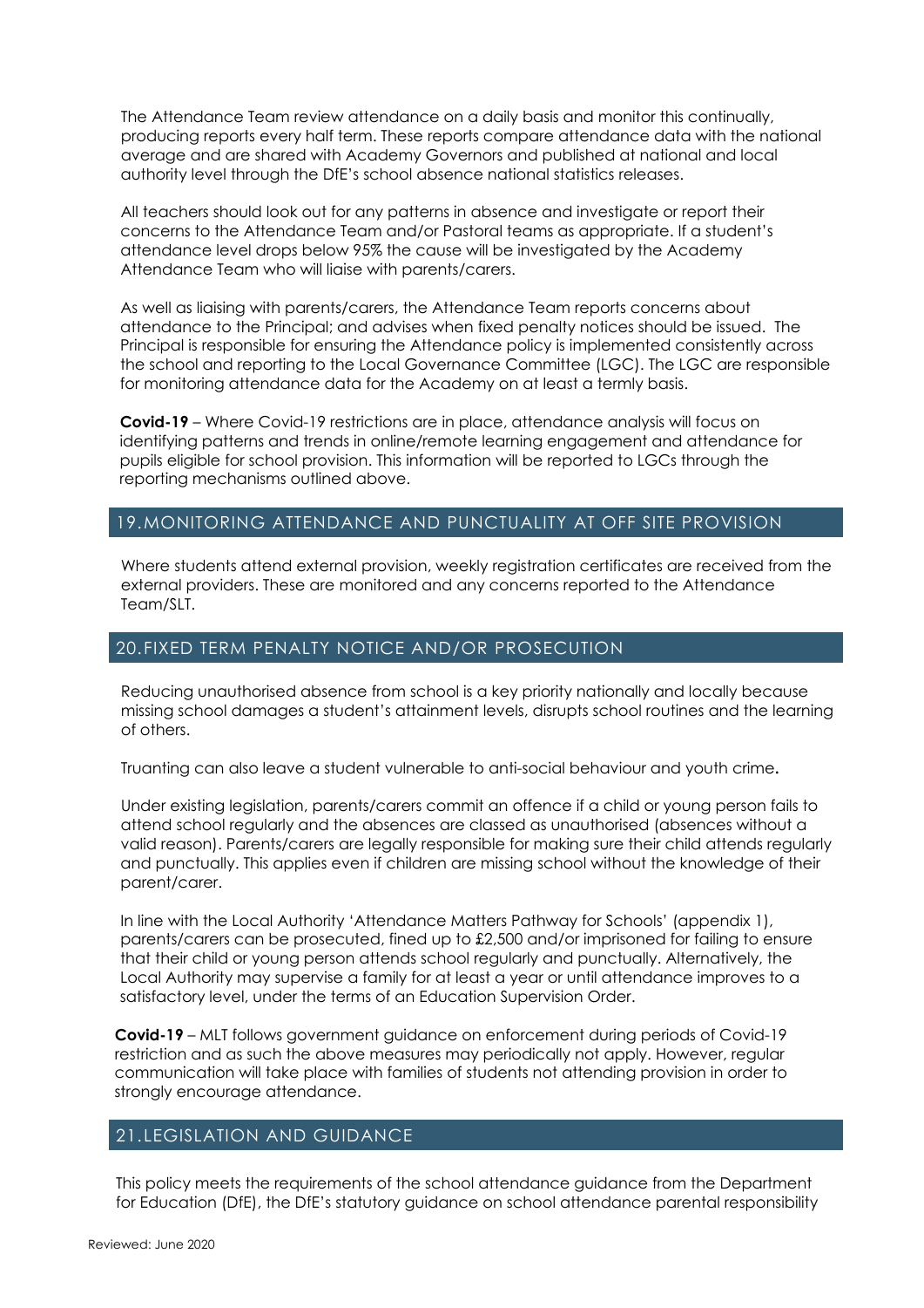The Attendance Team review attendance on a daily basis and monitor this continually, producing reports every half term. These reports compare attendance data with the national average and are shared with Academy Governors and published at national and local authority level through the DfE's school absence national statistics releases.

All teachers should look out for any patterns in absence and investigate or report their concerns to the Attendance Team and/or Pastoral teams as appropriate. If a student's attendance level drops below 95% the cause will be investigated by the Academy Attendance Team who will liaise with parents/carers.

As well as liaising with parents/carers, the Attendance Team reports concerns about attendance to the Principal; and advises when fixed penalty notices should be issued. The Principal is responsible for ensuring the Attendance policy is implemented consistently across the school and reporting to the Local Governance Committee (LGC). The LGC are responsible for monitoring attendance data for the Academy on at least a termly basis.

**Covid-19** – Where Covid-19 restrictions are in place, attendance analysis will focus on identifying patterns and trends in online/remote learning engagement and attendance for pupils eligible for school provision. This information will be reported to LGCs through the reporting mechanisms outlined above.

## 19. MONITORING ATTENDANCE AND PUNCTUALITY AT OFF SITE PROVISION

Where students attend external provision, weekly registration certificates are received from the external providers. These are monitored and any concerns reported to the Attendance Team/SLT.

## 20. FIXED TERM PENALTY NOTICE AND/OR PROSECUTION

Reducing unauthorised absence from school is a key priority nationally and locally because missing school damages a student's attainment levels, disrupts school routines and the learning of others.

Truanting can also leave a student vulnerable to anti-social behaviour and youth crime**.**

Under existing legislation, parents/carers commit an offence if a child or young person fails to attend school regularly and the absences are classed as unauthorised (absences without a valid reason). Parents/carers are legally responsible for making sure their child attends regularly and punctually. This applies even if children are missing school without the knowledge of their parent/carer.

In line with the Local Authority 'Attendance Matters Pathway for Schools' (appendix 1), parents/carers can be prosecuted, fined up to £2,500 and/or imprisoned for failing to ensure that their child or young person attends school regularly and punctually. Alternatively, the Local Authority may supervise a family for at least a year or until attendance improves to a satisfactory level, under the terms of an Education Supervision Order.

**Covid-19** – MLT follows government guidance on enforcement during periods of Covid-19 restriction and as such the above measures may periodically not apply. However, regular communication will take place with families of students not attending provision in order to strongly encourage attendance.

## 21. LEGISLATION AND GUIDANCE

This policy meets the requirements of the school attendance guidance from the Department for Education (DfE), the DfE's statutory guidance on school attendance parental responsibility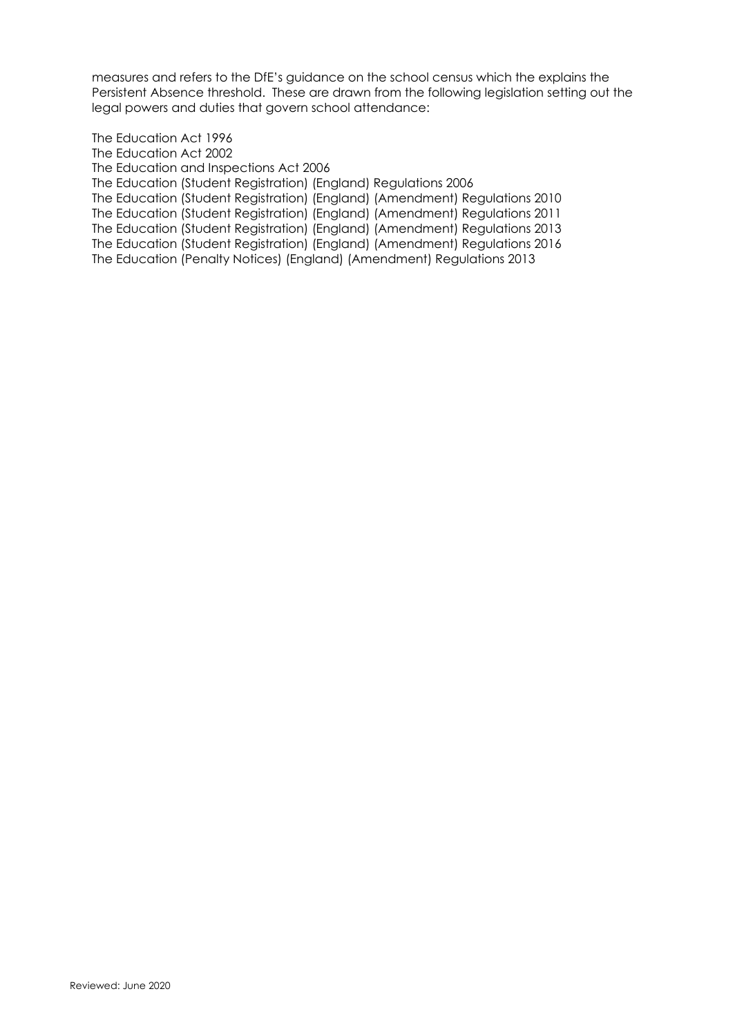measures and refers to the DfE's guidance on the school census which the explains the Persistent Absence threshold. These are drawn from the following legislation setting out the legal powers and duties that govern school attendance:

The Education Act 1996
The Education Act 2002
The Education and Inspections Act 2006
The Education (Student Registration) (England) Regulations 2006
The Education (Student Registration) (England) (Amendment) Regulations 2010
The Education (Student Registration) (England) (Amendment) Regulations 2011
The Education (Student Registration) (England) (Amendment) Regulations 2013
The Education (Student Registration) (England) (Amendment) Regulations 2016
The Education (Penalty Notices) (England) (Amendment) Regulations 2013

Reviewed: June 2020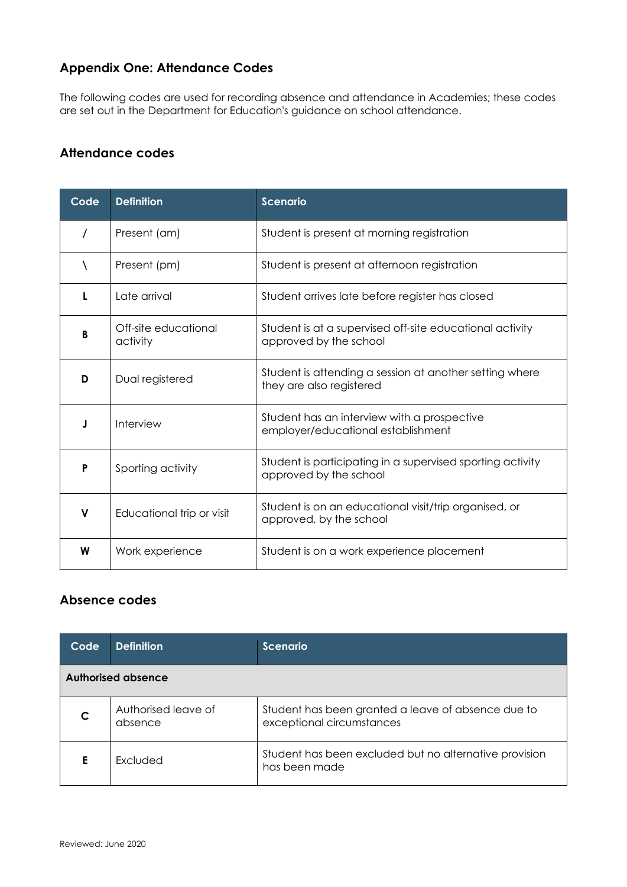## Appendix One: Attendance Codes

The following codes are used for recording absence and attendance in Academies; these codes are set out in the Department for Education's guidance on school attendance.

### Attendance codes

| Code | Definition | Scenario |
|---|---|---|
| / | Present (am) | Student is present at morning registration |
| \ | Present (pm) | Student is present at afternoon registration |
| **L** | Late arrival | Student arrives late before register has closed |
| **B** | Off-site educational activity | Student is at a supervised off-site educational activity approved by the school |
| **D** | Dual registered | Student is attending a session at another setting where they are also registered |
| **J** | Interview | Student has an interview with a prospective employer/educational establishment |
| **P** | Sporting activity | Student is participating in a supervised sporting activity approved by the school |
| **V** | Educational trip or visit | Student is on an educational visit/trip organised, or approved, by the school |
| **W** | Work experience | Student is on a work experience placement |

### Absence codes

| Code | Definition | Scenario |
|---|---|---|
| **Authorised absence** | | |
| **C** | Authorised leave of absence | Student has been granted a leave of absence due to exceptional circumstances |
| **E** | Excluded | Student has been excluded but no alternative provision has been made |

Reviewed: June 2020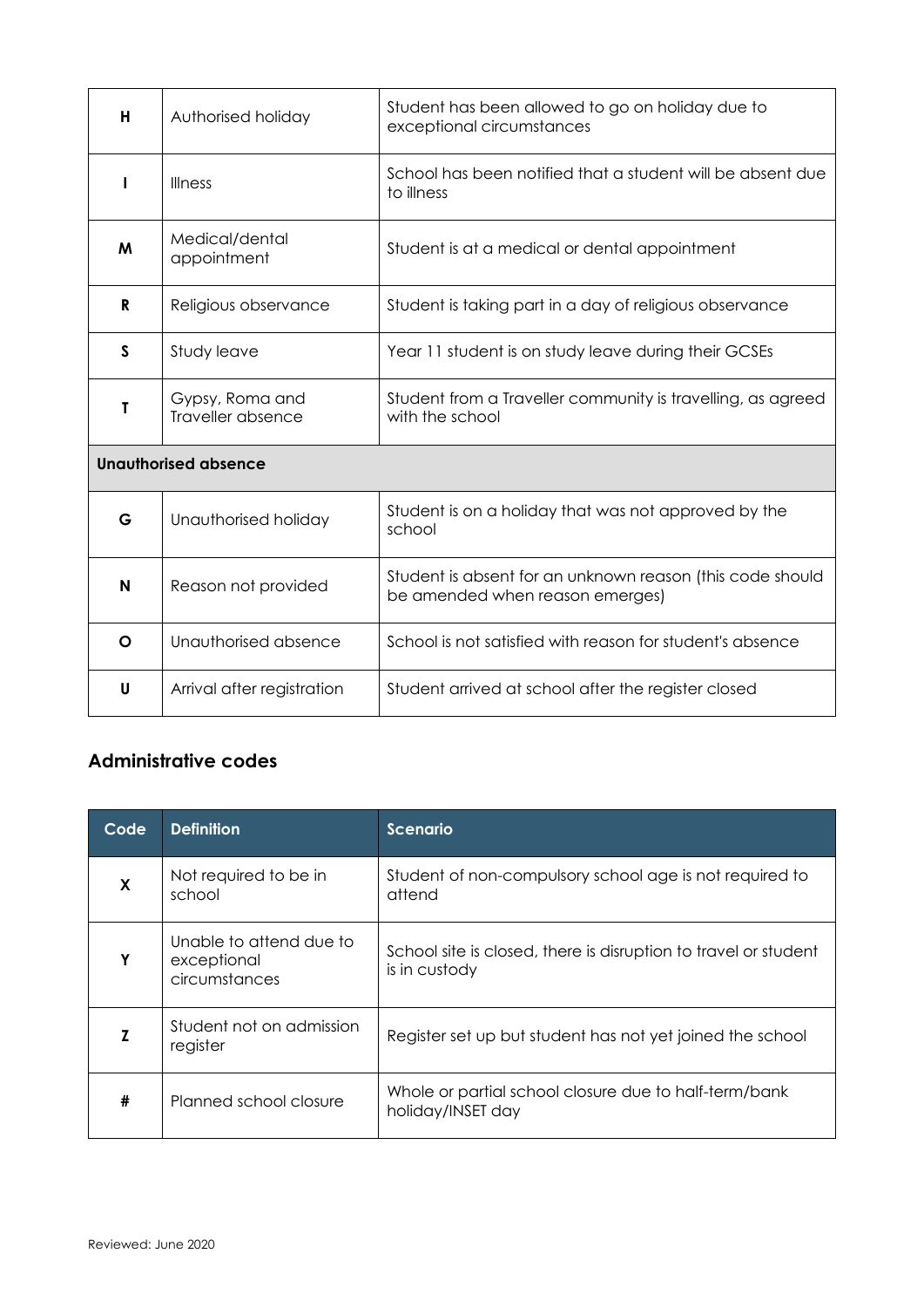| | | |
|---|---|---|
| **H** | Authorised holiday | Student has been allowed to go on holiday due to exceptional circumstances |
| **I** | Illness | School has been notified that a student will be absent due to illness |
| **M** | Medical/dental appointment | Student is at a medical or dental appointment |
| **R** | Religious observance | Student is taking part in a day of religious observance |
| **S** | Study leave | Year 11 student is on study leave during their GCSEs |
| **T** | Gypsy, Roma and Traveller absence | Student from a Traveller community is travelling, as agreed with the school |
| **Unauthorised absence** | | |
| **G** | Unauthorised holiday | Student is on a holiday that was not approved by the school |
| **N** | Reason not provided | Student is absent for an unknown reason (this code should be amended when reason emerges) |
| **O** | Unauthorised absence | School is not satisfied with reason for student's absence |
| **U** | Arrival after registration | Student arrived at school after the register closed |

## Administrative codes

| Code | Definition | Scenario |
|---|---|---|
| **X** | Not required to be in school | Student of non-compulsory school age is not required to attend |
| **Y** | Unable to attend due to exceptional circumstances | School site is closed, there is disruption to travel or student is in custody |
| **Z** | Student not on admission register | Register set up but student has not yet joined the school |
| **#** | Planned school closure | Whole or partial school closure due to half-term/bank holiday/INSET day |

Reviewed: June 2020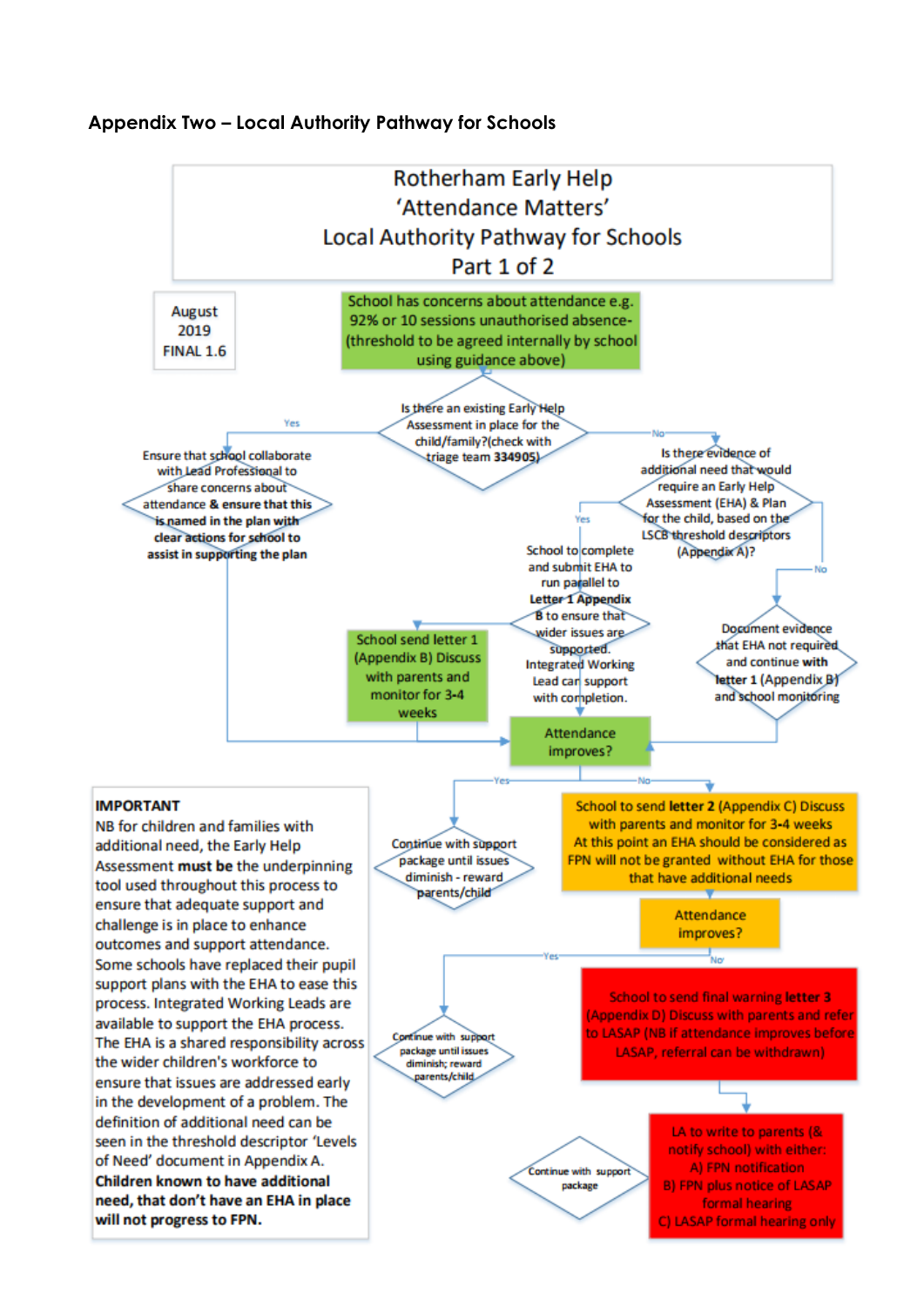### Appendix Two – Local Authority Pathway for Schools

**Rotherham Early Help**
**'Attendance Matters'**
**Local Authority Pathway for Schools**
**Part 1 of 2**

August 2019
FINAL 1.6

School has concerns about attendance e.g. 92% or 10 sessions unauthorised absence- (threshold to be agreed internally by school using guidance above)

Is there an existing Early Help Assessment in place for the child/family?(check with triage team **334905**)

Yes

Ensure that school collaborate with Lead Professional to share concerns about attendance **&** ensure that this **is named in the plan with clear actions for school to assist in supporting the plan**

No

Is there evidence of additional need that would require an Early Help Assessment (EHA) & Plan for the child, based on the LSCB threshold descriptors (Appendix A)?

Yes

School to complete and submit EHA to run parallel to **Letter 1 Appendix B** to ensure that wider issues are supported. Integrated Working Lead can support with completion.

School send letter 1 (Appendix B) Discuss with parents and monitor for 3-4 weeks

No

Document evidence that EHA not required and continue **with letter 1** (Appendix B) and school monitoring

Attendance improves?

Yes

Continue with support package until issues diminish - reward parents/child

No

School to send **letter 2** (Appendix C) Discuss with parents and monitor for 3-4 weeks
At this point an EHA should be considered as FPN will not be granted without EHA for those that have additional needs

Attendance improves?

Yes

Continue with support package until issues diminish; reward parents/child

No

School to send final warning **letter 3** (Appendix D) Discuss with parents and refer to LASAP (NB if attendance improves before LASAP, referral can be withdrawn)

LA to write to parents (& notify school) with either:
A) FPN notification
B) FPN plus notice of LASAP formal hearing
C) LASAP formal hearing only

Continue with support package

**IMPORTANT**
NB for children and families with additional need, the Early Help Assessment **must be** the underpinning tool used throughout this process to ensure that adequate support and challenge is in place to enhance outcomes and support attendance. Some schools have replaced their pupil support plans with the EHA to ease this process. Integrated Working Leads are available to support the EHA process. The EHA is a shared responsibility across the wider children's workforce to ensure that issues are addressed early in the development of a problem. The definition of additional need can be seen in the threshold descriptor 'Levels of Need' document in Appendix A. **Children known to have additional need, that don't have an EHA in place will not progress to FPN.**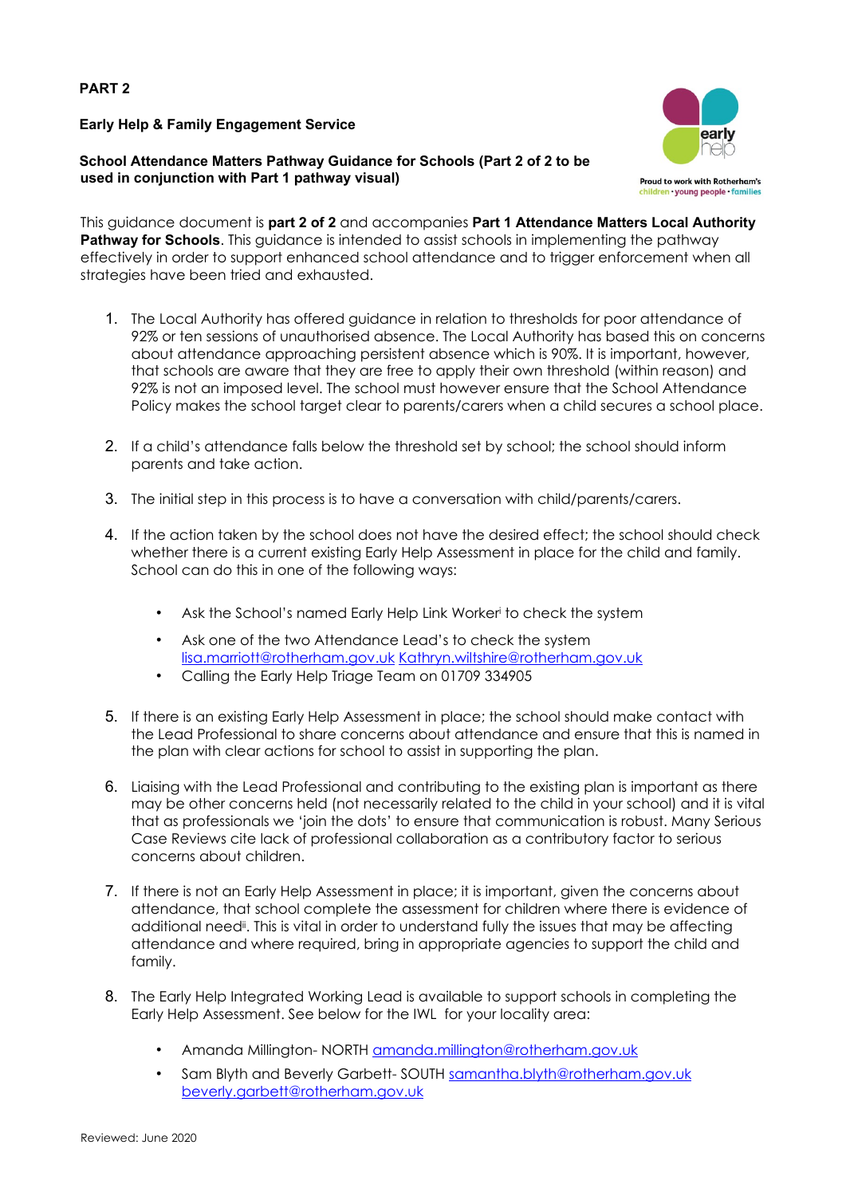**PART 2**

**Early Help & Family Engagement Service**

**School Attendance Matters Pathway Guidance for Schools (Part 2 of 2 to be used in conjunction with Part 1 pathway visual)**

This guidance document is **part 2 of 2** and accompanies **Part 1 Attendance Matters Local Authority Pathway for Schools**. This guidance is intended to assist schools in implementing the pathway effectively in order to support enhanced school attendance and to trigger enforcement when all strategies have been tried and exhausted.

1. The Local Authority has offered guidance in relation to thresholds for poor attendance of 92% or ten sessions of unauthorised absence. The Local Authority has based this on concerns about attendance approaching persistent absence which is 90%. It is important, however, that schools are aware that they are free to apply their own threshold (within reason) and 92% is not an imposed level. The school must however ensure that the School Attendance Policy makes the school target clear to parents/carers when a child secures a school place.

2. If a child's attendance falls below the threshold set by school; the school should inform parents and take action.

3. The initial step in this process is to have a conversation with child/parents/carers.

4. If the action taken by the school does not have the desired effect; the school should check whether there is a current existing Early Help Assessment in place for the child and family. School can do this in one of the following ways:

   - Ask the School's named Early Help Link Worker[i] to check the system
   - Ask one of the two Attendance Lead's to check the system lisa.marriott@rotherham.gov.uk Kathryn.wiltshire@rotherham.gov.uk
   - Calling the Early Help Triage Team on 01709 334905

5. If there is an existing Early Help Assessment in place; the school should make contact with the Lead Professional to share concerns about attendance and ensure that this is named in the plan with clear actions for school to assist in supporting the plan.

6. Liaising with the Lead Professional and contributing to the existing plan is important as there may be other concerns held (not necessarily related to the child in your school) and it is vital that as professionals we 'join the dots' to ensure that communication is robust. Many Serious Case Reviews cite lack of professional collaboration as a contributory factor to serious concerns about children.

7. If there is not an Early Help Assessment in place; it is important, given the concerns about attendance, that school complete the assessment for children where there is evidence of additional need[ii]. This is vital in order to understand fully the issues that may be affecting attendance and where required, bring in appropriate agencies to support the child and family.

8. The Early Help Integrated Working Lead is available to support schools in completing the Early Help Assessment. See below for the IWL for your locality area:

   - Amanda Millington- NORTH amanda.millington@rotherham.gov.uk
   - Sam Blyth and Beverly Garbett- SOUTH samantha.blyth@rotherham.gov.uk beverly.garbett@rotherham.gov.uk

Reviewed: June 2020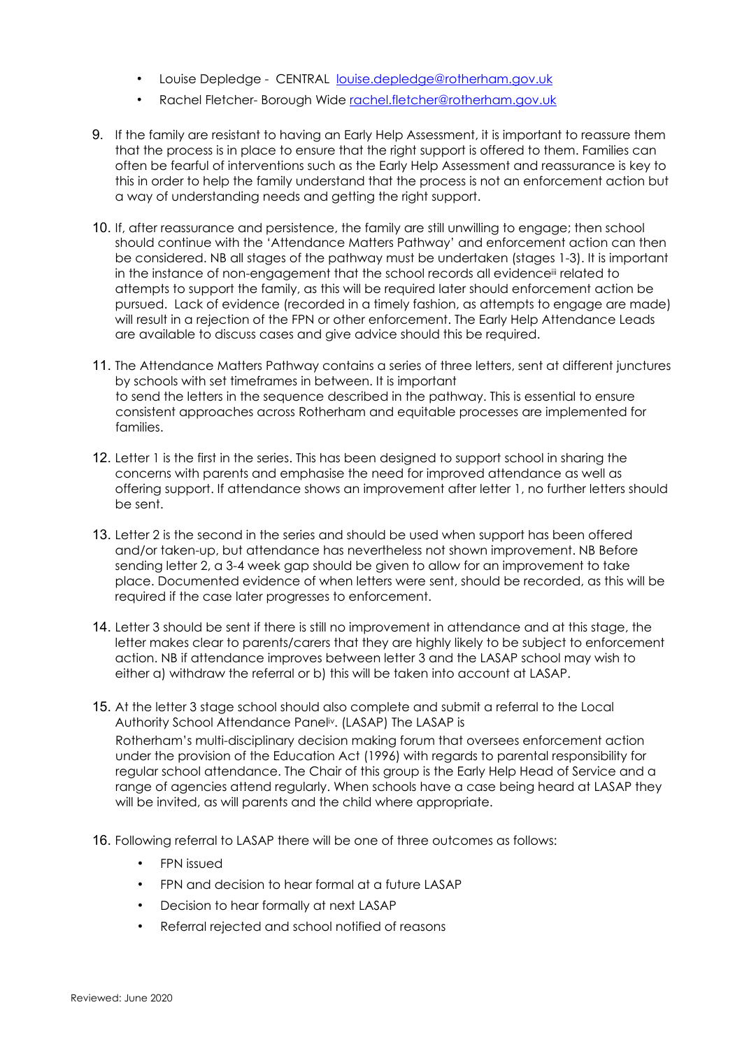- Louise Depledge - CENTRAL louise.depledge@rotherham.gov.uk
- Rachel Fletcher- Borough Wide rachel.fletcher@rotherham.gov.uk

9. If the family are resistant to having an Early Help Assessment, it is important to reassure them that the process is in place to ensure that the right support is offered to them. Families can often be fearful of interventions such as the Early Help Assessment and reassurance is key to this in order to help the family understand that the process is not an enforcement action but a way of understanding needs and getting the right support.

10. If, after reassurance and persistence, the family are still unwilling to engage; then school should continue with the 'Attendance Matters Pathway' and enforcement action can then be considered. NB all stages of the pathway must be undertaken (stages 1-3). It is important in the instance of non-engagement that the school records all evidence[iii] related to attempts to support the family, as this will be required later should enforcement action be pursued. Lack of evidence (recorded in a timely fashion, as attempts to engage are made) will result in a rejection of the FPN or other enforcement. The Early Help Attendance Leads are available to discuss cases and give advice should this be required.

11. The Attendance Matters Pathway contains a series of three letters, sent at different junctures by schools with set timeframes in between. It is important to send the letters in the sequence described in the pathway. This is essential to ensure consistent approaches across Rotherham and equitable processes are implemented for families.

12. Letter 1 is the first in the series. This has been designed to support school in sharing the concerns with parents and emphasise the need for improved attendance as well as offering support. If attendance shows an improvement after letter 1, no further letters should be sent.

13. Letter 2 is the second in the series and should be used when support has been offered and/or taken-up, but attendance has nevertheless not shown improvement. NB Before sending letter 2, a 3-4 week gap should be given to allow for an improvement to take place. Documented evidence of when letters were sent, should be recorded, as this will be required if the case later progresses to enforcement.

14. Letter 3 should be sent if there is still no improvement in attendance and at this stage, the letter makes clear to parents/carers that they are highly likely to be subject to enforcement action. NB if attendance improves between letter 3 and the LASAP school may wish to either a) withdraw the referral or b) this will be taken into account at LASAP.

15. At the letter 3 stage school should also complete and submit a referral to the Local Authority School Attendance Panel[iv]. (LASAP) The LASAP is Rotherham's multi-disciplinary decision making forum that oversees enforcement action under the provision of the Education Act (1996) with regards to parental responsibility for regular school attendance. The Chair of this group is the Early Help Head of Service and a range of agencies attend regularly. When schools have a case being heard at LASAP they will be invited, as will parents and the child where appropriate.

16. Following referral to LASAP there will be one of three outcomes as follows:
    - FPN issued
    - FPN and decision to hear formal at a future LASAP
    - Decision to hear formally at next LASAP
    - Referral rejected and school notified of reasons

Reviewed: June 2020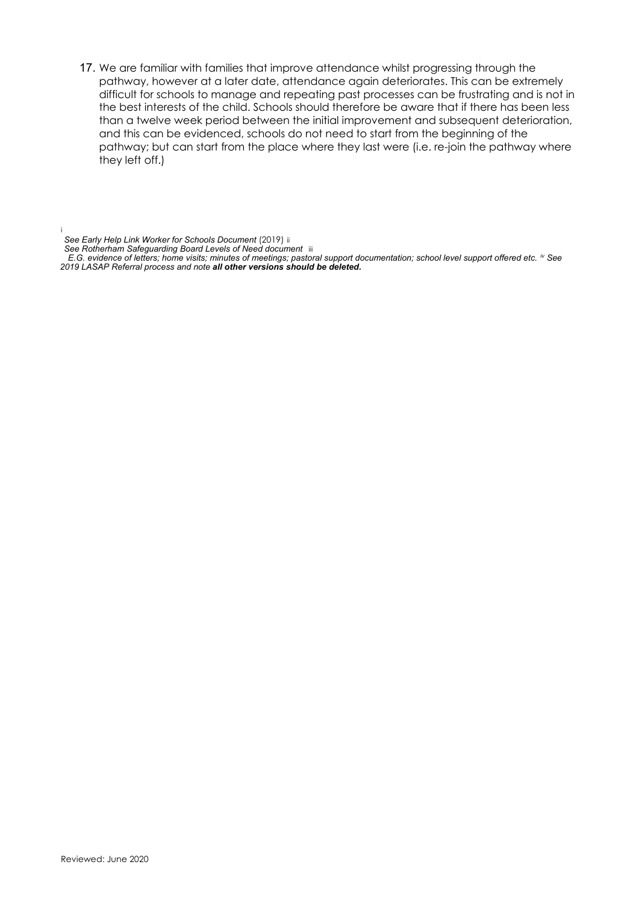17. We are familiar with families that improve attendance whilst progressing through the pathway, however at a later date, attendance again deteriorates. This can be extremely difficult for schools to manage and repeating past processes can be frustrating and is not in the best interests of the child. Schools should therefore be aware that if there has been less than a twelve week period between the initial improvement and subsequent deterioration, and this can be evidenced, schools do not need to start from the beginning of the pathway; but can start from the place where they last were (i.e. re-join the pathway where they left off.)

[i] *See Early Help Link Worker for Schools Document* (2019)

[ii] *See Rotherham Safeguarding Board Levels of Need document*

[iii] *E.G. evidence of letters; home visits; minutes of meetings; pastoral support documentation; school level support offered etc.*

[iv] *See 2019 LASAP Referral process and note* ***all other versions should be deleted.***

Reviewed: June 2020